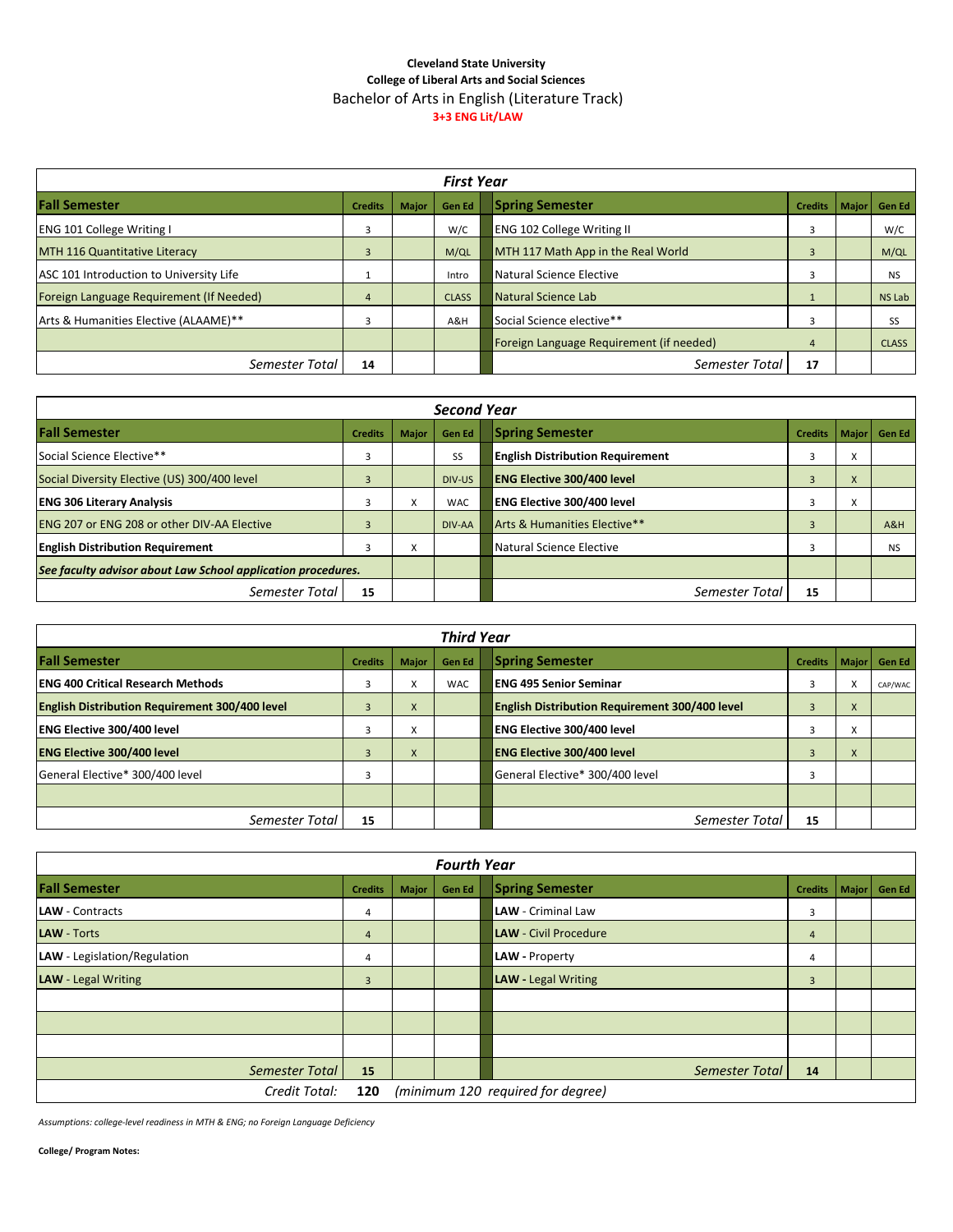**Cleveland State University**

**College of Liberal Arts and Social Sciences**

Bachelor of Arts in English (Literature Track)

**3+3 ENG Lit/LAW**

| **First Year** | | | | | | | |
|---|---|---|---|---|---|---|---|
| **Fall Semester** | **Credits** | **Major** | **Gen Ed** | **Spring Semester** | **Credits** | **Major** | **Gen Ed** |
| ENG 101 College Writing I | 3 | | W/C | ENG 102 College Writing II | 3 | | W/C |
| MTH 116 Quantitative Literacy | 3 | | M/QL | MTH 117 Math App in the Real World | 3 | | M/QL |
| ASC 101 Introduction to University Life | 1 | | Intro | Natural Science Elective | 3 | | NS |
| Foreign Language Requirement (If Needed) | 4 | | CLASS | Natural Science Lab | 1 | | NS Lab |
| Arts & Humanities Elective (ALAAME)** | 3 | | A&H | Social Science elective** | 3 | | SS |
| | | | | Foreign Language Requirement (if needed) | 4 | | CLASS |
| *Semester Total* | **14** | | | *Semester Total* | **17** | | |

| **Second Year** | | | | | | | |
|---|---|---|---|---|---|---|---|
| **Fall Semester** | **Credits** | **Major** | **Gen Ed** | **Spring Semester** | **Credits** | **Major** | **Gen Ed** |
| Social Science Elective** | 3 | | SS | **English Distribution Requirement** | 3 | X | |
| Social Diversity Elective (US) 300/400 level | 3 | | DIV-US | **ENG Elective 300/400 level** | 3 | X | |
| **ENG 306 Literary Analysis** | 3 | X | WAC | **ENG Elective 300/400 level** | 3 | X | |
| ENG 207 or ENG 208 or other DIV-AA Elective | 3 | | DIV-AA | Arts & Humanities Elective** | 3 | | A&H |
| **English Distribution Requirement** | 3 | X | | Natural Science Elective | 3 | | NS |
| ***See faculty advisor about Law School application procedures.*** | | | | | | | |
| *Semester Total* | **15** | | | *Semester Total* | **15** | | |

| **Third Year** | | | | | | | |
|---|---|---|---|---|---|---|---|
| **Fall Semester** | **Credits** | **Major** | **Gen Ed** | **Spring Semester** | **Credits** | **Major** | **Gen Ed** |
| **ENG 400 Critical Research Methods** | 3 | X | WAC | **ENG 495 Senior Seminar** | 3 | X | CAP/WAC |
| **English Distribution Requirement 300/400 level** | 3 | X | | **English Distribution Requirement 300/400 level** | 3 | X | |
| **ENG Elective 300/400 level** | 3 | X | | **ENG Elective 300/400 level** | 3 | X | |
| **ENG Elective 300/400 level** | 3 | X | | **ENG Elective 300/400 level** | 3 | X | |
| General Elective* 300/400 level | 3 | | | General Elective* 300/400 level | 3 | | |
| | | | | | | | |
| *Semester Total* | **15** | | | *Semester Total* | **15** | | |

| **Fourth Year** | | | | | | | |
|---|---|---|---|---|---|---|---|
| **Fall Semester** | **Credits** | **Major** | **Gen Ed** | **Spring Semester** | **Credits** | **Major** | **Gen Ed** |
| **LAW** - Contracts | 4 | | | **LAW** - Criminal Law | 3 | | |
| **LAW** - Torts | 4 | | | **LAW** - Civil Procedure | 4 | | |
| **LAW** - Legislation/Regulation | 4 | | | **LAW** - Property | 4 | | |
| **LAW** - Legal Writing | 3 | | | **LAW** - Legal Writing | 3 | | |
| | | | | | | | |
| | | | | | | | |
| | | | | | | | |
| *Semester Total* | **15** | | | *Semester Total* | **14** | | |
| *Credit Total:* | **120** | *(minimum 120 required for degree)* | | | | | |

*Assumptions: college-level readiness in MTH & ENG; no Foreign Language Deficiency*

**College/ Program Notes:**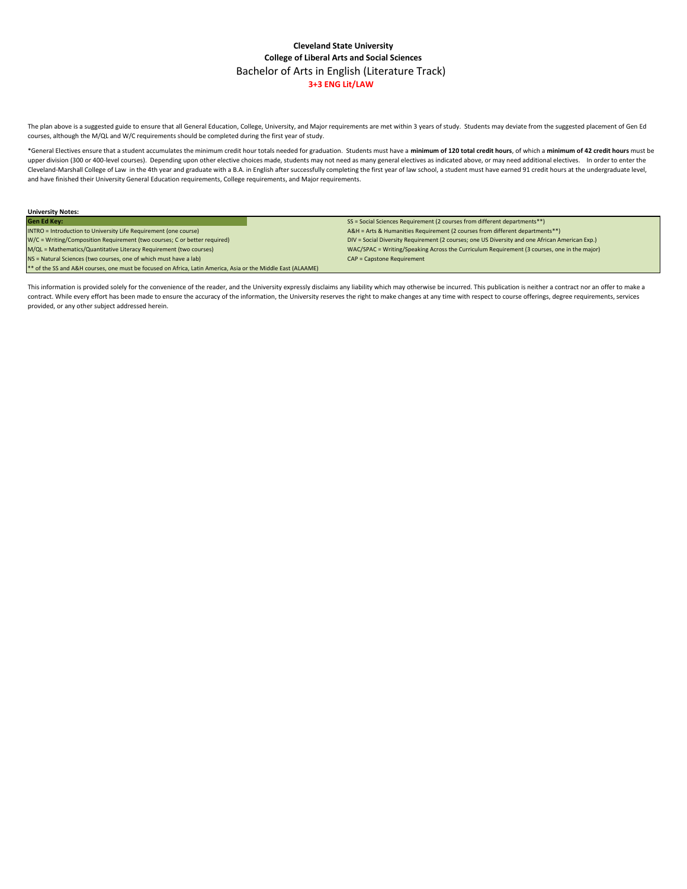**Cleveland State University**
**College of Liberal Arts and Social Sciences**
Bachelor of Arts in English (Literature Track)
**3+3 ENG Lit/LAW**

The plan above is a suggested guide to ensure that all General Education, College, University, and Major requirements are met within 3 years of study. Students may deviate from the suggested placement of Gen Ed courses, although the M/QL and W/C requirements should be completed during the first year of study.

*General Electives ensure that a student accumulates the minimum credit hour totals needed for graduation. Students must have a **minimum of 120 total credit hours**, of which a **minimum of 42 credit hours** must be upper division (300 or 400-level courses). Depending upon other elective choices made, students may not need as many general electives as indicated above, or may need additional electives. In order to enter the Cleveland-Marshall College of Law in the 4th year and graduate with a B.A. in English after successfully completing the first year of law school, a student must have earned 91 credit hours at the undergraduate level, and have finished their University General Education requirements, College requirements, and Major requirements.

**University Notes:**

| **Gen Ed Key:** | SS = Social Sciences Requirement (2 courses from different departments**) |
|---|---|
| INTRO = Introduction to University Life Requirement (one course) | A&H = Arts & Humanities Requirement (2 courses from different departments**) |
| W/C = Writing/Composition Requirement (two courses; C or better required) | DIV = Social Diversity Requirement (2 courses; one US Diversity and one African American Exp.) |
| M/QL = Mathematics/Quantitative Literacy Requirement (two courses) | WAC/SPAC = Writing/Speaking Across the Curriculum Requirement (3 courses, one in the major) |
| NS = Natural Sciences (two courses, one of which must have a lab) | CAP = Capstone Requirement |
| ** of the SS and A&H courses, one must be focused on Africa, Latin America, Asia or the Middle East (ALAAME) | |

This information is provided solely for the convenience of the reader, and the University expressly disclaims any liability which may otherwise be incurred. This publication is neither a contract nor an offer to make a contract. While every effort has been made to ensure the accuracy of the information, the University reserves the right to make changes at any time with respect to course offerings, degree requirements, services provided, or any other subject addressed herein.